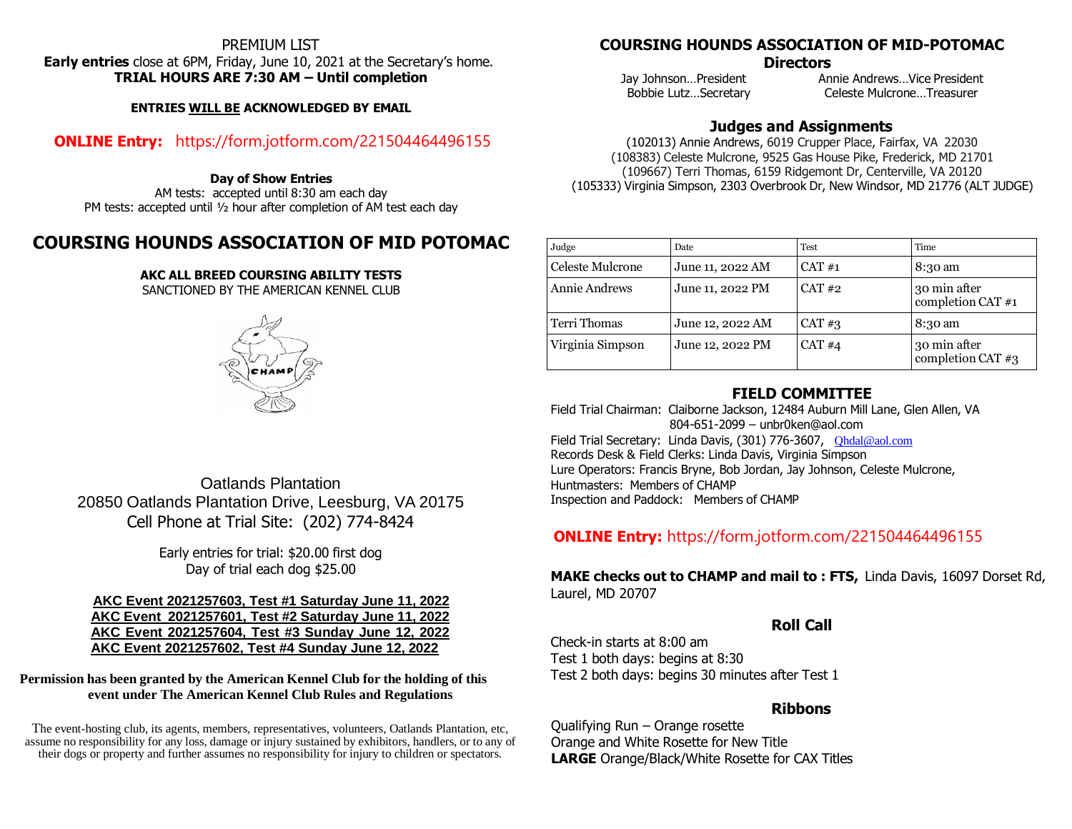PREMIUM LIST

**Early entries** close at 6PM, Friday, June 10, 2021 at the Secretary's home.
**TRIAL HOURS ARE 7:30 AM – Until completion**

**ENTRIES WILL BE ACKNOWLEDGED BY EMAIL**

**ONLINE Entry:** https://form.jotform.com/221504464496155

**Day of Show Entries**
AM tests: accepted until 8:30 am each day
PM tests: accepted until ½ hour after completion of AM test each day

# COURSING HOUNDS ASSOCIATION OF MID POTOMAC

**AKC ALL BREED COURSING ABILITY TESTS**
SANCTIONED BY THE AMERICAN KENNEL CLUB

Oatlands Plantation
20850 Oatlands Plantation Drive, Leesburg, VA 20175
Cell Phone at Trial Site: (202) 774-8424

Early entries for trial: $20.00 first dog
Day of trial each dog $25.00

**AKC Event 2021257603, Test #1 Saturday June 11, 2022**
**AKC Event 2021257601, Test #2 Saturday June 11, 2022**
**AKC Event 2021257604, Test #3 Sunday June 12, 2022**
**AKC Event 2021257602, Test #4 Sunday June 12, 2022**

**Permission has been granted by the American Kennel Club for the holding of this event under The American Kennel Club Rules and Regulations**

The event-hosting club, its agents, members, representatives, volunteers, Oatlands Plantation, etc, assume no responsibility for any loss, damage or injury sustained by exhibitors, handlers, or to any of their dogs or property and further assumes no responsibility for injury to children or spectators.

## COURSING HOUNDS ASSOCIATION OF MID-POTOMAC

### Directors

Jay Johnson…President
Annie Andrews…Vice President
Bobbie Lutz…Secretary
Celeste Mulcrone…Treasurer

### Judges and Assignments

(102013) Annie Andrews, 6019 Crupper Place, Fairfax, VA 22030
(108383) Celeste Mulcrone, 9525 Gas House Pike, Frederick, MD 21701
(109667) Terri Thomas, 6159 Ridgemont Dr, Centerville, VA 20120
(105333) Virginia Simpson, 2303 Overbrook Dr, New Windsor, MD 21776 (ALT JUDGE)

| Judge | Date | Test | Time |
|---|---|---|---|
| Celeste Mulcrone | June 11, 2022 AM | CAT #1 | 8:30 am |
| Annie Andrews | June 11, 2022 PM | CAT #2 | 30 min after completion CAT #1 |
| Terri Thomas | June 12, 2022 AM | CAT #3 | 8:30 am |
| Virginia Simpson | June 12, 2022 PM | CAT #4 | 30 min after completion CAT #3 |

### FIELD COMMITTEE

Field Trial Chairman: Claiborne Jackson, 12484 Auburn Mill Lane, Glen Allen, VA
804-651-2099 – unbr0ken@aol.com
Field Trial Secretary: Linda Davis, (301) 776-3607, Qhdal@aol.com
Records Desk & Field Clerks: Linda Davis, Virginia Simpson
Lure Operators: Francis Bryne, Bob Jordan, Jay Johnson, Celeste Mulcrone,
Huntmasters: Members of CHAMP
Inspection and Paddock: Members of CHAMP

**ONLINE Entry:** https://form.jotform.com/221504464496155

**MAKE checks out to CHAMP and mail to : FTS,** Linda Davis, 16097 Dorset Rd, Laurel, MD 20707

### Roll Call

Check-in starts at 8:00 am
Test 1 both days: begins at 8:30
Test 2 both days: begins 30 minutes after Test 1

### Ribbons

Qualifying Run – Orange rosette
Orange and White Rosette for New Title
**LARGE** Orange/Black/White Rosette for CAX Titles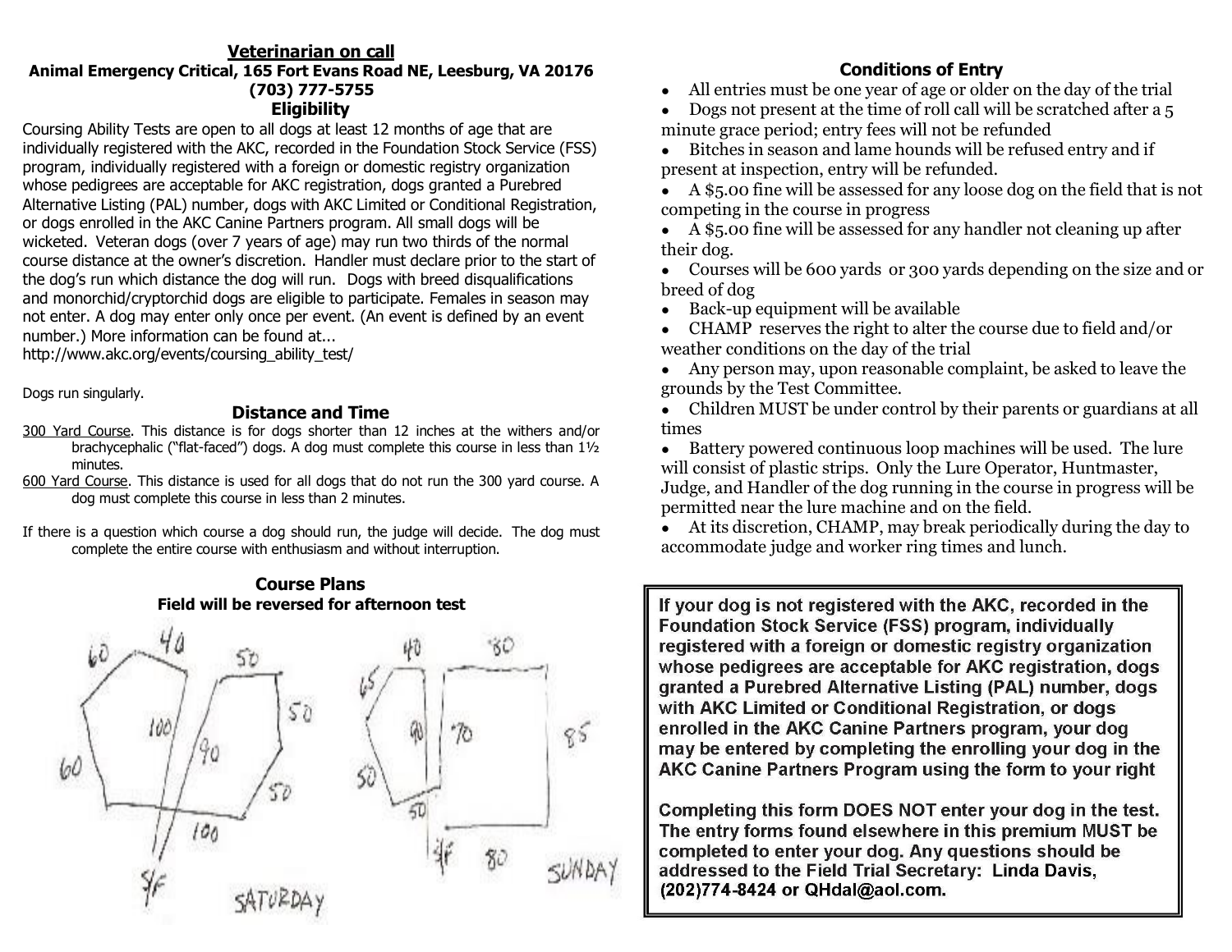## Veterinarian on call

**Animal Emergency Critical, 165 Fort Evans Road NE, Leesburg, VA 20176**
**(703) 777-5755**

## Eligibility

Coursing Ability Tests are open to all dogs at least 12 months of age that are individually registered with the AKC, recorded in the Foundation Stock Service (FSS) program, individually registered with a foreign or domestic registry organization whose pedigrees are acceptable for AKC registration, dogs granted a Purebred Alternative Listing (PAL) number, dogs with AKC Limited or Conditional Registration, or dogs enrolled in the AKC Canine Partners program. All small dogs will be wicketed. Veteran dogs (over 7 years of age) may run two thirds of the normal course distance at the owner's discretion. Handler must declare prior to the start of the dog's run which distance the dog will run. Dogs with breed disqualifications and monorchid/cryptorchid dogs are eligible to participate. Females in season may not enter. A dog may enter only once per event. (An event is defined by an event number.) More information can be found at... http://www.akc.org/events/coursing_ability_test/

Dogs run singularly.

## Distance and Time

300 Yard Course. This distance is for dogs shorter than 12 inches at the withers and/or brachycephalic ("flat-faced") dogs. A dog must complete this course in less than 1½ minutes.

600 Yard Course. This distance is used for all dogs that do not run the 300 yard course. A dog must complete this course in less than 2 minutes.

If there is a question which course a dog should run, the judge will decide. The dog must complete the entire course with enthusiasm and without interruption.

## Course Plans

**Field will be reversed for afternoon test**

SATURDAY: 60, 40, 50, 50, 60, 100, 90, 50, 100, S/F

SUNDAY: 40, 80, 65, 90, 70, 85, 50, 50, 80, S/F

## Conditions of Entry

- All entries must be one year of age or older on the day of the trial
- Dogs not present at the time of roll call will be scratched after a 5 minute grace period; entry fees will not be refunded
- Bitches in season and lame hounds will be refused entry and if present at inspection, entry will be refunded.
- A $5.00 fine will be assessed for any loose dog on the field that is not competing in the course in progress
- A $5.00 fine will be assessed for any handler not cleaning up after their dog.
- Courses will be 600 yards or 300 yards depending on the size and or breed of dog
- Back-up equipment will be available
- CHAMP reserves the right to alter the course due to field and/or weather conditions on the day of the trial
- Any person may, upon reasonable complaint, be asked to leave the grounds by the Test Committee.
- Children MUST be under control by their parents or guardians at all times
- Battery powered continuous loop machines will be used. The lure will consist of plastic strips. Only the Lure Operator, Huntmaster, Judge, and Handler of the dog running in the course in progress will be permitted near the lure machine and on the field.
- At its discretion, CHAMP, may break periodically during the day to accommodate judge and worker ring times and lunch.

**If your dog is not registered with the AKC, recorded in the Foundation Stock Service (FSS) program, individually registered with a foreign or domestic registry organization whose pedigrees are acceptable for AKC registration, dogs granted a Purebred Alternative Listing (PAL) number, dogs with AKC Limited or Conditional Registration, or dogs enrolled in the AKC Canine Partners program, your dog may be entered by completing the enrolling your dog in the AKC Canine Partners Program using the form to your right**

**Completing this form DOES NOT enter your dog in the test. The entry forms found elsewhere in this premium MUST be completed to enter your dog. Any questions should be addressed to the Field Trial Secretary: Linda Davis, (202)774-8424 or QHdal@aol.com.**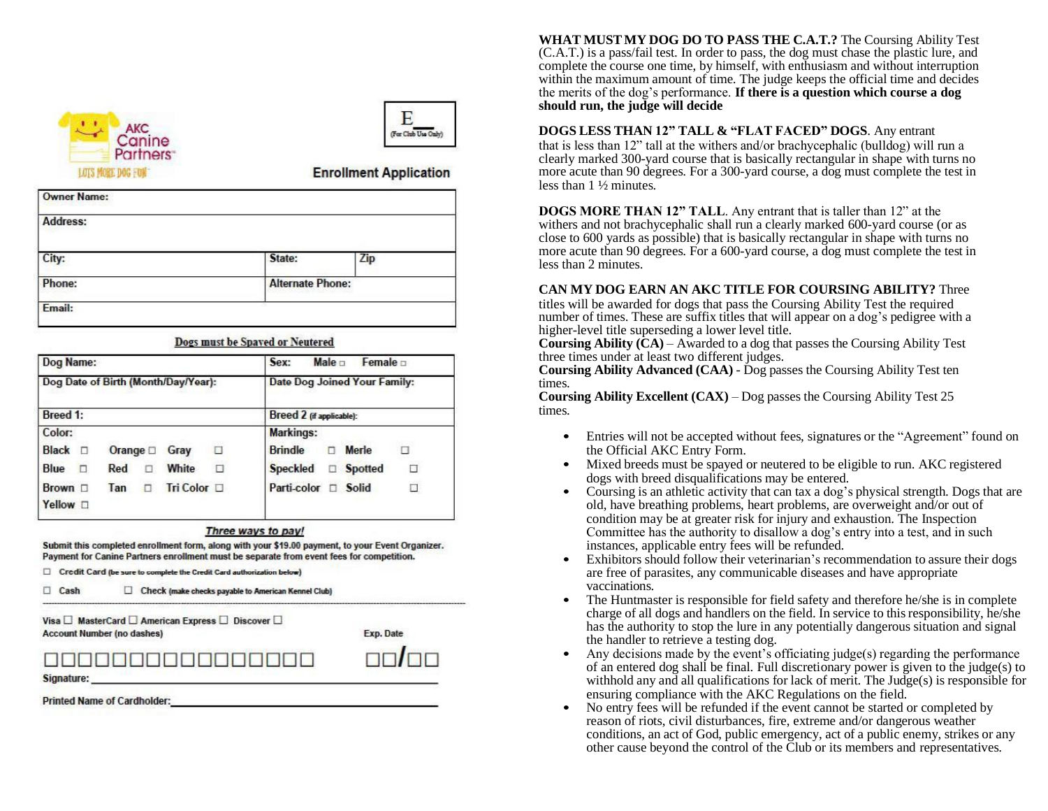AKC Canine Partners

LOTS MORE DOG FUN

E__
(For Club Use Only)

## Enrollment Application

| Owner Name: | | |
|---|---|---|
| Address: | | |
| City: | State: | Zip |
| Phone: | Alternate Phone: | |
| Email: | | |

**Dogs must be Spayed or Neutered**

| Dog Name: | Sex: Male ☐ Female ☐ |
|---|---|
| Dog Date of Birth (Month/Day/Year): | Date Dog Joined Your Family: |
| Breed 1: | Breed 2 (if applicable): |
| Color: Black ☐ Orange ☐ Gray ☐ Blue ☐ Red ☐ White ☐ Brown ☐ Tan ☐ Tri Color ☐ Yellow ☐ | Markings: Brindle ☐ Merle ☐ Speckled ☐ Spotted ☐ Parti-color ☐ Solid ☐ |

***Three ways to pay!***

**Submit this completed enrollment form, along with your $19.00 payment, to your Event Organizer. Payment for Canine Partners enrollment must be separate from event fees for competition.**

☐ Credit Card (be sure to complete the Credit Card authorization below)

☐ Cash ☐ Check (make checks payable to American Kennel Club)

---

Visa ☐ MasterCard ☐ American Express ☐ Discover ☐

Account Number (no dashes) ☐☐☐☐☐☐☐☐☐☐☐☐☐☐☐☐ Exp. Date ☐☐/☐☐

Signature: ______________________________

Printed Name of Cardholder: ______________________________

**WHAT MUST MY DOG DO TO PASS THE C.A.T.?** The Coursing Ability Test (C.A.T.) is a pass/fail test. In order to pass, the dog must chase the plastic lure, and complete the course one time, by himself, with enthusiasm and without interruption within the maximum amount of time. The judge keeps the official time and decides the merits of the dog's performance. **If there is a question which course a dog should run, the judge will decide**

**DOGS LESS THAN 12" TALL & "FLAT FACED" DOGS**. Any entrant that is less than 12" tall at the withers and/or brachycephalic (bulldog) will run a clearly marked 300-yard course that is basically rectangular in shape with turns no more acute than 90 degrees. For a 300-yard course, a dog must complete the test in less than 1 ½ minutes.

**DOGS MORE THAN 12" TALL**. Any entrant that is taller than 12" at the withers and not brachycephalic shall run a clearly marked 600-yard course (or as close to 600 yards as possible) that is basically rectangular in shape with turns no more acute than 90 degrees. For a 600-yard course, a dog must complete the test in less than 2 minutes.

**CAN MY DOG EARN AN AKC TITLE FOR COURSING ABILITY?** Three titles will be awarded for dogs that pass the Coursing Ability Test the required number of times. These are suffix titles that will appear on a dog's pedigree with a higher-level title superseding a lower level title.
**Coursing Ability (CA)** – Awarded to a dog that passes the Coursing Ability Test three times under at least two different judges.
**Coursing Ability Advanced (CAA)** - Dog passes the Coursing Ability Test ten times.
**Coursing Ability Excellent (CAX)** – Dog passes the Coursing Ability Test 25 times.

- Entries will not be accepted without fees, signatures or the "Agreement" found on the Official AKC Entry Form.
- Mixed breeds must be spayed or neutered to be eligible to run. AKC registered dogs with breed disqualifications may be entered.
- Coursing is an athletic activity that can tax a dog's physical strength. Dogs that are old, have breathing problems, heart problems, are overweight and/or out of condition may be at greater risk for injury and exhaustion. The Inspection Committee has the authority to disallow a dog's entry into a test, and in such instances, applicable entry fees will be refunded.
- Exhibitors should follow their veterinarian's recommendation to assure their dogs are free of parasites, any communicable diseases and have appropriate vaccinations.
- The Huntmaster is responsible for field safety and therefore he/she is in complete charge of all dogs and handlers on the field. In service to this responsibility, he/she has the authority to stop the lure in any potentially dangerous situation and signal the handler to retrieve a testing dog.
- Any decisions made by the event's officiating judge(s) regarding the performance of an entered dog shall be final. Full discretionary power is given to the judge(s) to withhold any and all qualifications for lack of merit. The Judge(s) is responsible for ensuring compliance with the AKC Regulations on the field.
- No entry fees will be refunded if the event cannot be started or completed by reason of riots, civil disturbances, fire, extreme and/or dangerous weather conditions, an act of God, public emergency, act of a public enemy, strikes or any other cause beyond the control of the Club or its members and representatives.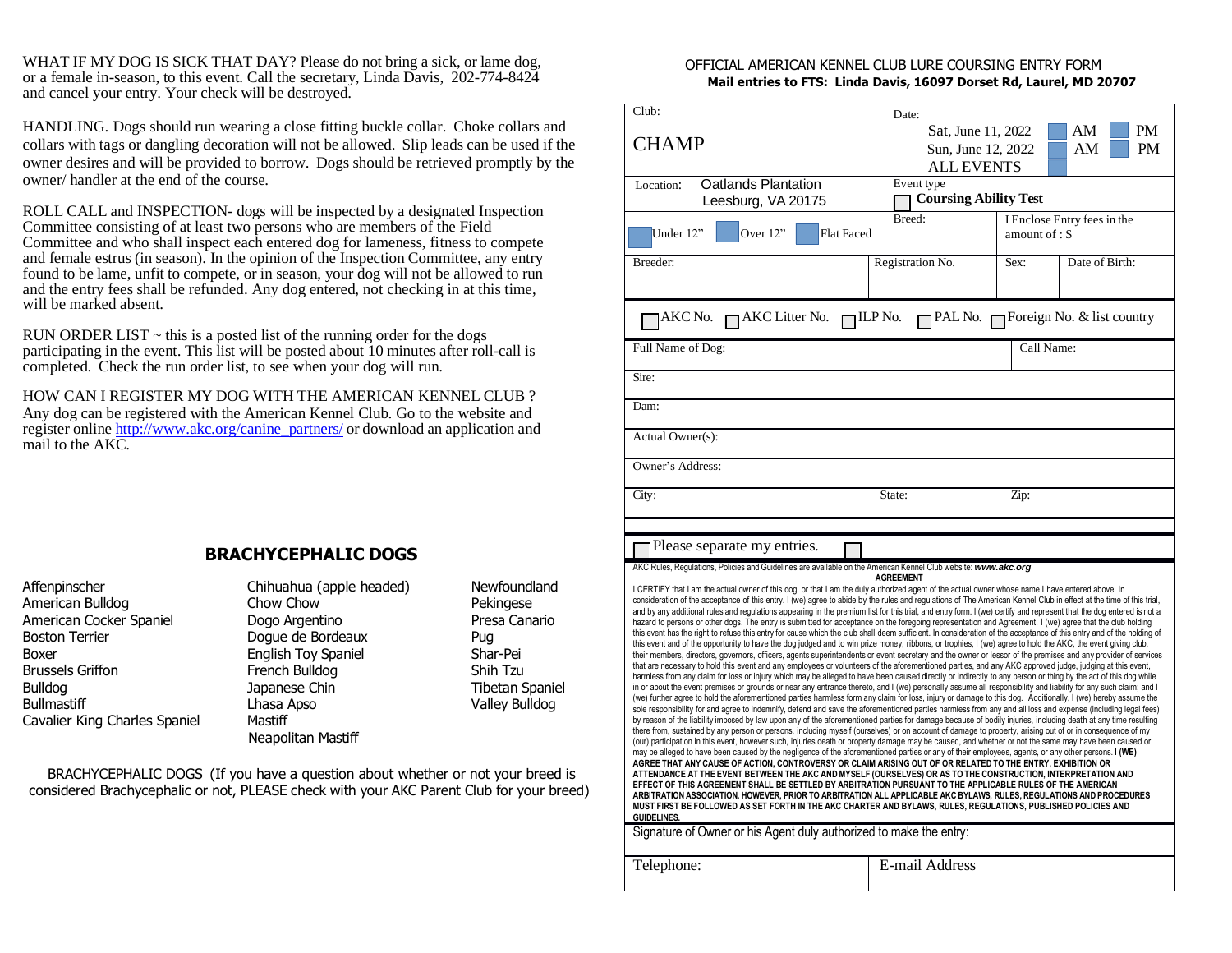WHAT IF MY DOG IS SICK THAT DAY? Please do not bring a sick, or lame dog, or a female in-season, to this event. Call the secretary, Linda Davis, 202-774-8424 and cancel your entry. Your check will be destroyed.

HANDLING. Dogs should run wearing a close fitting buckle collar. Choke collars and collars with tags or dangling decoration will not be allowed. Slip leads can be used if the owner desires and will be provided to borrow. Dogs should be retrieved promptly by the owner/ handler at the end of the course.

ROLL CALL and INSPECTION- dogs will be inspected by a designated Inspection Committee consisting of at least two persons who are members of the Field Committee and who shall inspect each entered dog for lameness, fitness to compete and female estrus (in season). In the opinion of the Inspection Committee, any entry found to be lame, unfit to compete, or in season, your dog will not be allowed to run and the entry fees shall be refunded. Any dog entered, not checking in at this time, will be marked absent.

RUN ORDER LIST ~ this is a posted list of the running order for the dogs participating in the event. This list will be posted about 10 minutes after roll-call is completed. Check the run order list, to see when your dog will run.

HOW CAN I REGISTER MY DOG WITH THE AMERICAN KENNEL CLUB ? Any dog can be registered with the American Kennel Club. Go to the website and register online http://www.akc.org/canine_partners/ or download an application and mail to the AKC.

## BRACHYCEPHALIC DOGS

- Affenpinscher
- American Bulldog
- American Cocker Spaniel
- Boston Terrier
- Boxer
- Brussels Griffon
- Bulldog
- Bullmastiff
- Cavalier King Charles Spaniel
- Chihuahua (apple headed)
- Chow Chow
- Dogo Argentino
- Dogue de Bordeaux
- English Toy Spaniel
- French Bulldog
- Japanese Chin
- Lhasa Apso
- Mastiff
- Neapolitan Mastiff
- Newfoundland
- Pekingese
- Presa Canario
- Pug
- Shar-Pei
- Shih Tzu
- Tibetan Spaniel
- Valley Bulldog

BRACHYCEPHALIC DOGS (If you have a question about whether or not your breed is considered Brachycephalic or not, PLEASE check with your AKC Parent Club for your breed)

OFFICIAL AMERICAN KENNEL CLUB LURE COURSING ENTRY FORM

**Mail entries to FTS: Linda Davis, 16097 Dorset Rd, Laurel, MD 20707**

| | | | |
|---|---|---|---|
| Club: CHAMP | Date: Sat, June 11, 2022 ☐ AM ☐ PM; Sun, June 12, 2022 ☐ AM ☐ PM; ALL EVENTS ☐ | | |
| Location: Oatlands Plantation, Leesburg, VA 20175 | Event type ☐ **Coursing Ability Test** | | |
| ☐ Under 12" ☐ Over 12" ☐ Flat Faced | Breed: | I Enclose Entry fees in the amount of : $ | |
| Breeder: | Registration No. | Sex: | Date of Birth: |

☐ AKC No. ☐ AKC Litter No. ☐ ILP No. ☐ PAL No. ☐ Foreign No. & list country

| | |
|---|---|
| Full Name of Dog: | Call Name: |
| Sire: | |
| Dam: | |
| Actual Owner(s): | |
| Owner's Address: | |
| City: State: | Zip: |

☐ Please separate my entries. ☐

AKC Rules, Regulations, Policies and Guidelines are available on the American Kennel Club website: ***www.akc.org***

**AGREEMENT**

I CERTIFY that I am the actual owner of this dog, or that I am the duly authorized agent of the actual owner whose name I have entered above. In consideration of the acceptance of this entry. I (we) agree to abide by the rules and regulations of The American Kennel Club in effect at the time of this trial, and by any additional rules and regulations appearing in the premium list for this trial, and entry form. I (we) certify and represent that the dog entered is not a hazard to persons or other dogs. The entry is submitted for acceptance on the foregoing representation and Agreement. I (we) agree that the club holding this event has the right to refuse this entry for cause which the club shall deem sufficient. In consideration of the acceptance of this entry and of the holding of this event and of the opportunity to have the dog judged and to win prize money, ribbons, or trophies, I (we) agree to hold the AKC, the event giving club, their members, directors, governors, officers, agents superintendents or event secretary and the owner or lessor of the premises and any provider of services that are necessary to hold this event and any employees or volunteers of the aforementioned parties, and any AKC approved judge, judging at this event, harmless from any claim for loss or injury which may be alleged to have been caused directly or indirectly to any person or thing by the act of this dog while in or about the event premises or grounds or near any entrance thereto, and I (we) personally assume all responsibility and liability for any such claim; and I (we) further agree to hold the aforementioned parties harmless form any claim for loss, injury or damage to this dog. Additionally, I (we) hereby assume the sole responsibility for and agree to indemnify, defend and save the aforementioned parties harmless from any and all loss and expense (including legal fees) by reason of the liability imposed by law upon any of the aforementioned parties for damage because of bodily injuries, including death at any time resulting there from, sustained by any person or persons, including myself (ourselves) or on account of damage to property, arising out of or in consequence of my (our) participation in this event, however such, injuries death or property damage may be caused, and whether or not the same may have been caused or may be alleged to have been caused by the negligence of the aforementioned parties or any of their employees, agents, or any other persons. **I (WE) AGREE THAT ANY CAUSE OF ACTION, CONTROVERSY OR CLAIM ARISING OUT OF OR RELATED TO THE ENTRY, EXHIBITION OR ATTENDANCE AT THE EVENT BETWEEN THE AKC AND MYSELF (OURSELVES) OR AS TO THE CONSTRUCTION, INTERPRETATION AND EFFECT OF THIS AGREEMENT SHALL BE SETTLED BY ARBITRATION PURSUANT TO THE APPLICABLE RULES OF THE AMERICAN ARBITRATION ASSOCIATION. HOWEVER, PRIOR TO ARBITRATION ALL APPLICABLE AKC BYLAWS, RULES, REGULATIONS AND PROCEDURES MUST FIRST BE FOLLOWED AS SET FORTH IN THE AKC CHARTER AND BYLAWS, RULES, REGULATIONS, PUBLISHED POLICIES AND GUIDELINES.**

Signature of Owner or his Agent duly authorized to make the entry:

| | |
|---|---|
| Telephone: | E-mail Address |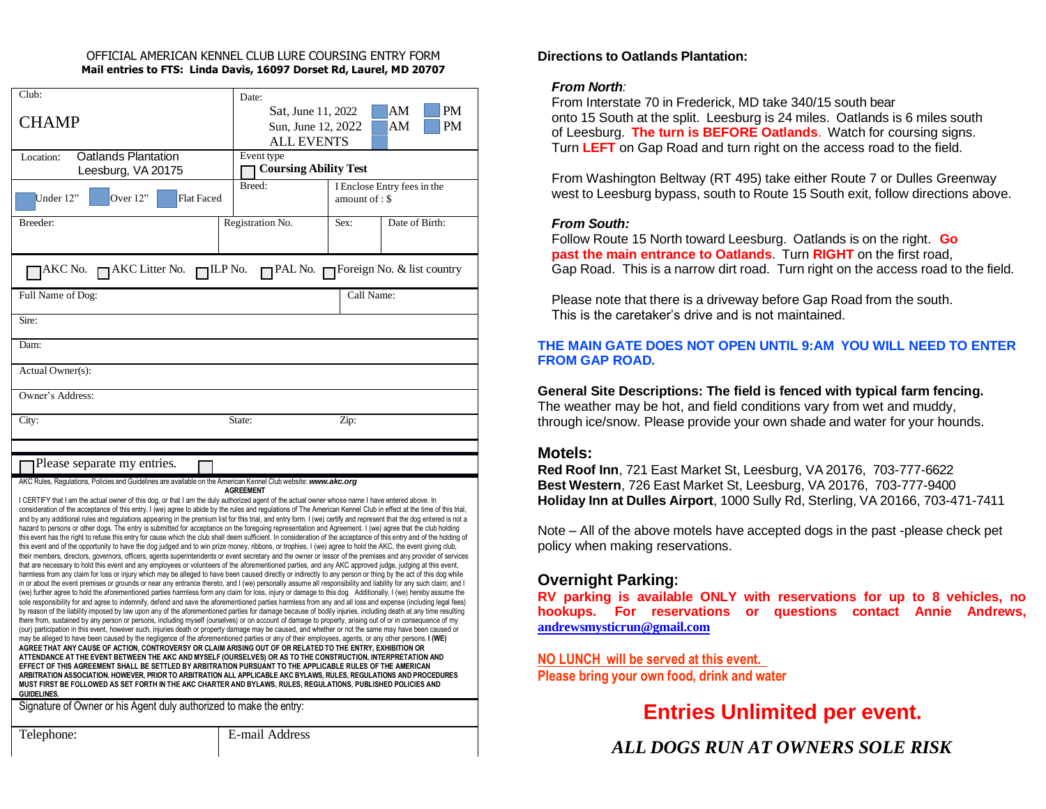OFFICIAL AMERICAN KENNEL CLUB LURE COURSING ENTRY FORM

**Mail entries to FTS: Linda Davis, 16097 Dorset Rd, Laurel, MD 20707**

| | | | |
|---|---|---|---|
| Club: CHAMP | Date: Sat, June 11, 2022 ☐ AM ☐ PM; Sun, June 12, 2022 ☐ AM ☐ PM; ALL EVENTS ☐ | | |
| Location: Oatlands Plantation, Leesburg, VA 20175 | Event type ☐ **Coursing Ability Test** | | |
| ☐ Under 12" ☐ Over 12" ☐ Flat Faced | Breed: | I Enclose Entry fees in the amount of : $ | |
| Breeder: | Registration No. | Sex: | Date of Birth: |
| ☐ AKC No. ☐ AKC Litter No. ☐ ILP No. ☐ PAL No. ☐ Foreign No. & list country | | | |
| Full Name of Dog: | | Call Name: | |
| Sire: | | | |
| Dam: | | | |
| Actual Owner(s): | | | |
| Owner's Address: | | | |
| City: | State: | Zip: | |

☐ Please separate my entries. ☐

AKC Rules, Regulations, Policies and Guidelines are available on the American Kennel Club website: ***www.akc.org***

**AGREEMENT**

I CERTIFY that I am the actual owner of this dog, or that I am the duly authorized agent of the actual owner whose name I have entered above. In consideration of the acceptance of this entry. I (we) agree to abide by the rules and regulations of The American Kennel Club in effect at the time of this trial, and by any additional rules and regulations appearing in the premium list for this trial, and entry form. I (we) certify and represent that the dog entered is not a hazard to persons or other dogs. The entry is submitted for acceptance on the foregoing representation and Agreement. I (we) agree that the club holding this event has the right to refuse this entry for cause which the club shall deem sufficient. In consideration of the acceptance of this entry and of the holding of this event and of the opportunity to have the dog judged and to win prize money, ribbons, or trophies, I (we) agree to hold the AKC, the event giving club, their members, directors, governors, officers, agents superintendents or event secretary and the owner or lessor of the premises and any provider of services that are necessary to hold this event and any employees or volunteers of the aforementioned parties, and any AKC approved judge, judging at this event, harmless from any claim for loss or injury which may be alleged to have been caused directly or indirectly to any person or thing by the act of this dog while in or about the event premises or grounds or near any entrance thereto, and I (we) personally assume all responsibility and liability for any such claim; and I (we) further agree to hold the aforementioned parties harmless form any claim for loss, injury or damage to this dog. Additionally, I (we) hereby assume the sole responsibility for and agree to indemnify, defend and save the aforementioned parties harmless from any and all loss and expense (including legal fees) by reason of the liability imposed by law upon any of the aforementioned parties for damage because of bodily injuries, including death at any time resulting there from, sustained by any person or persons, including myself (ourselves) or on account of damage to property, arising out of or in consequence of my (our) participation in this event, however such, injuries death or property damage may be caused, and whether or not the same may have been caused or may be alleged to have been caused by the negligence of the aforementioned parties or any of their employees, agents, or any other persons. **I (WE) AGREE THAT ANY CAUSE OF ACTION, CONTROVERSY OR CLAIM ARISING OUT OF OR RELATED TO THE ENTRY, EXHIBITION OR ATTENDANCE AT THE EVENT BETWEEN THE AKC AND MYSELF (OURSELVES) OR AS TO THE CONSTRUCTION, INTERPRETATION AND EFFECT OF THIS AGREEMENT SHALL BE SETTLED BY ARBITRATION PURSUANT TO THE APPLICABLE RULES OF THE AMERICAN ARBITRATION ASSOCIATION. HOWEVER, PRIOR TO ARBITRATION ALL APPLICABLE AKC BYLAWS, RULES, REGULATIONS AND PROCEDURES MUST FIRST BE FOLLOWED AS SET FORTH IN THE AKC CHARTER AND BYLAWS, RULES, REGULATIONS, PUBLISHED POLICIES AND GUIDELINES.**

Signature of Owner or his Agent duly authorized to make the entry:

| Telephone: | E-mail Address |
|---|---|

## Directions to Oatlands Plantation:

***From North:***

From Interstate 70 in Frederick, MD take 340/15 south bear onto 15 South at the split. Leesburg is 24 miles. Oatlands is 6 miles south of Leesburg. **The turn is BEFORE Oatlands**. Watch for coursing signs. Turn **LEFT** on Gap Road and turn right on the access road to the field.

From Washington Beltway (RT 495) take either Route 7 or Dulles Greenway west to Leesburg bypass, south to Route 15 South exit, follow directions above.

***From South:***

Follow Route 15 North toward Leesburg. Oatlands is on the right. **Go past the main entrance to Oatlands**. Turn **RIGHT** on the first road, Gap Road. This is a narrow dirt road. Turn right on the access road to the field.

Please note that there is a driveway before Gap Road from the south. This is the caretaker's drive and is not maintained.

**THE MAIN GATE DOES NOT OPEN UNTIL 9:AM YOU WILL NEED TO ENTER FROM GAP ROAD.**

**General Site Descriptions: The field is fenced with typical farm fencing.**
The weather may be hot, and field conditions vary from wet and muddy, through ice/snow. Please provide your own shade and water for your hounds.

## Motels:

**Red Roof Inn**, 721 East Market St, Leesburg, VA 20176, 703-777-6622
**Best Western**, 726 East Market St, Leesburg, VA 20176, 703-777-9400
**Holiday Inn at Dulles Airport**, 1000 Sully Rd, Sterling, VA 20166, 703-471-7411

Note – All of the above motels have accepted dogs in the past -please check pet policy when making reservations.

## Overnight Parking:

**RV parking is available ONLY with reservations for up to 8 vehicles, no hookups. For reservations or questions contact Annie Andrews, andrewsmysticrun@gmail.com**

**NO LUNCH will be served at this event.**
**Please bring your own food, drink and water**

# Entries Unlimited per event.

***ALL DOGS RUN AT OWNERS SOLE RISK***